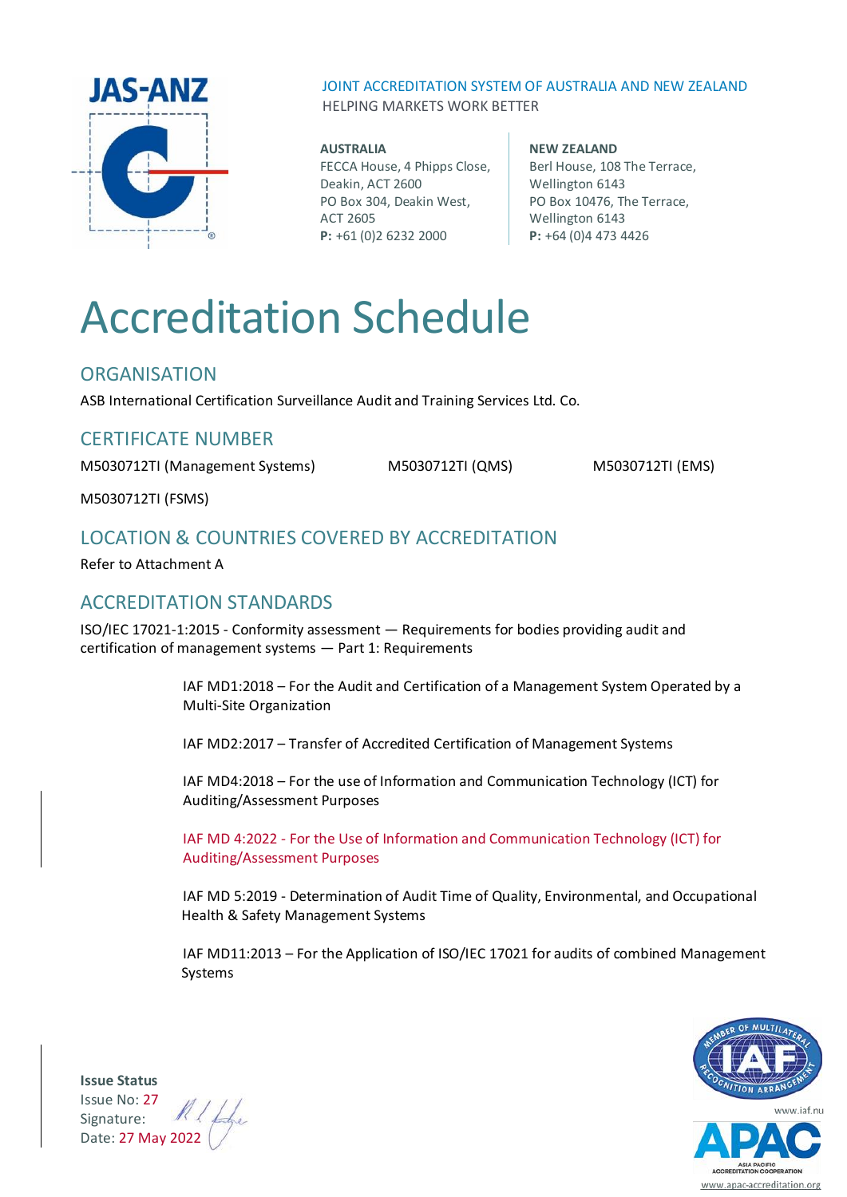JAS-ANZ

JOINT ACCREDITATION SYSTEM OF AUSTRALIA AND NEW ZEALAND
HELPING MARKETS WORK BETTER

**AUSTRALIA**
FECCA House, 4 Phipps Close,
Deakin, ACT 2600
PO Box 304, Deakin West,
ACT 2605
**P:** +61 (0)2 6232 2000

**NEW ZEALAND**
Berl House, 108 The Terrace,
Wellington 6143
PO Box 10476, The Terrace,
Wellington 6143
**P:** +64 (0)4 473 4426

# Accreditation Schedule

## ORGANISATION

ASB International Certification Surveillance Audit and Training Services Ltd. Co.

## CERTIFICATE NUMBER

M5030712TI (Management Systems) M5030712TI (QMS) M5030712TI (EMS)

M5030712TI (FSMS)

## LOCATION & COUNTRIES COVERED BY ACCREDITATION

Refer to Attachment A

## ACCREDITATION STANDARDS

ISO/IEC 17021-1:2015 - Conformity assessment — Requirements for bodies providing audit and certification of management systems — Part 1: Requirements

IAF MD1:2018 – For the Audit and Certification of a Management System Operated by a Multi-Site Organization

IAF MD2:2017 – Transfer of Accredited Certification of Management Systems

IAF MD4:2018 – For the use of Information and Communication Technology (ICT) for Auditing/Assessment Purposes

IAF MD 4:2022 - For the Use of Information and Communication Technology (ICT) for Auditing/Assessment Purposes

IAF MD 5:2019 - Determination of Audit Time of Quality, Environmental, and Occupational Health & Safety Management Systems

IAF MD11:2013 – For the Application of ISO/IEC 17021 for audits of combined Management Systems

**Issue Status**
Issue No: 27
Signature:
Date: 27 May 2022

www.iaf.nu

APAC ASIA PACIFIC ACCREDITATION COOPERATION
www.apac-accreditation.org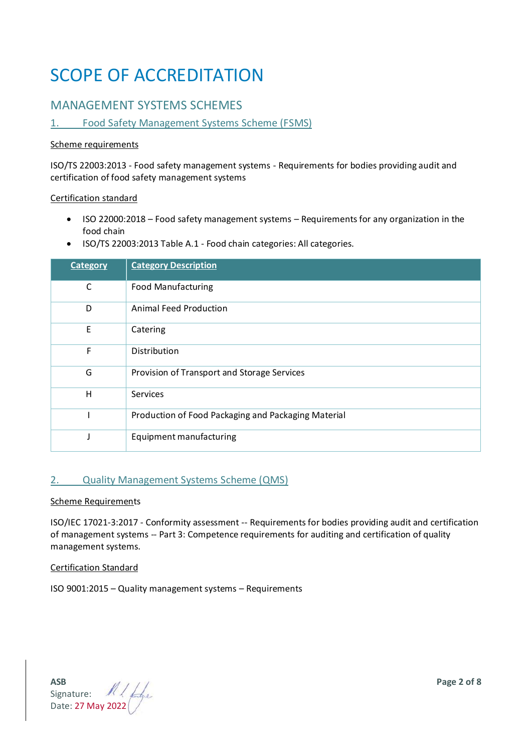# SCOPE OF ACCREDITATION

## MANAGEMENT SYSTEMS SCHEMES

### 1. Food Safety Management Systems Scheme (FSMS)

Scheme requirements

ISO/TS 22003:2013 - Food safety management systems - Requirements for bodies providing audit and certification of food safety management systems

Certification standard

- ISO 22000:2018 – Food safety management systems – Requirements for any organization in the food chain
- ISO/TS 22003:2013 Table A.1 - Food chain categories: All categories.

| Category | Category Description |
|---|---|
| C | Food Manufacturing |
| D | Animal Feed Production |
| E | Catering |
| F | Distribution |
| G | Provision of Transport and Storage Services |
| H | Services |
| I | Production of Food Packaging and Packaging Material |
| J | Equipment manufacturing |

### 2. Quality Management Systems Scheme (QMS)

Scheme Requirements

ISO/IEC 17021-3:2017 - Conformity assessment -- Requirements for bodies providing audit and certification of management systems -- Part 3: Competence requirements for auditing and certification of quality management systems.

Certification Standard

ISO 9001:2015 – Quality management systems – Requirements

**ASB**
Signature:
Date: 27 May 2022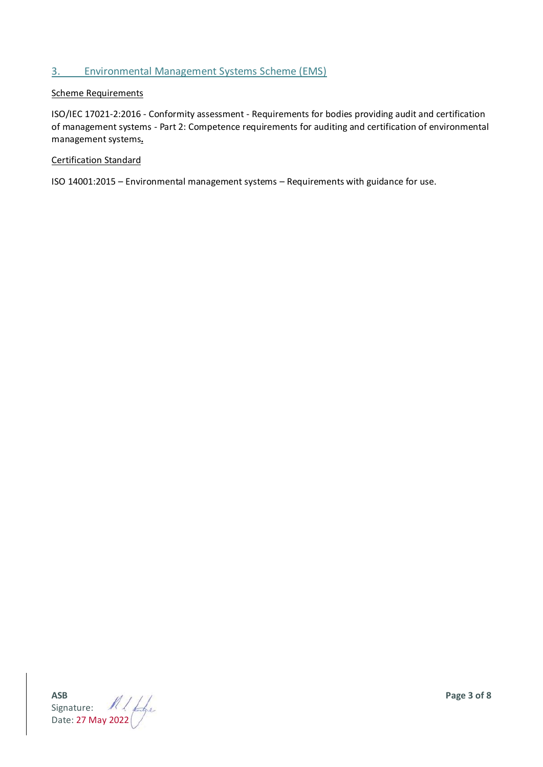## 3. Environmental Management Systems Scheme (EMS)

Scheme Requirements

ISO/IEC 17021-2:2016 - Conformity assessment - Requirements for bodies providing audit and certification of management systems - Part 2: Competence requirements for auditing and certification of environmental management systems.

Certification Standard

ISO 14001:2015 – Environmental management systems – Requirements with guidance for use.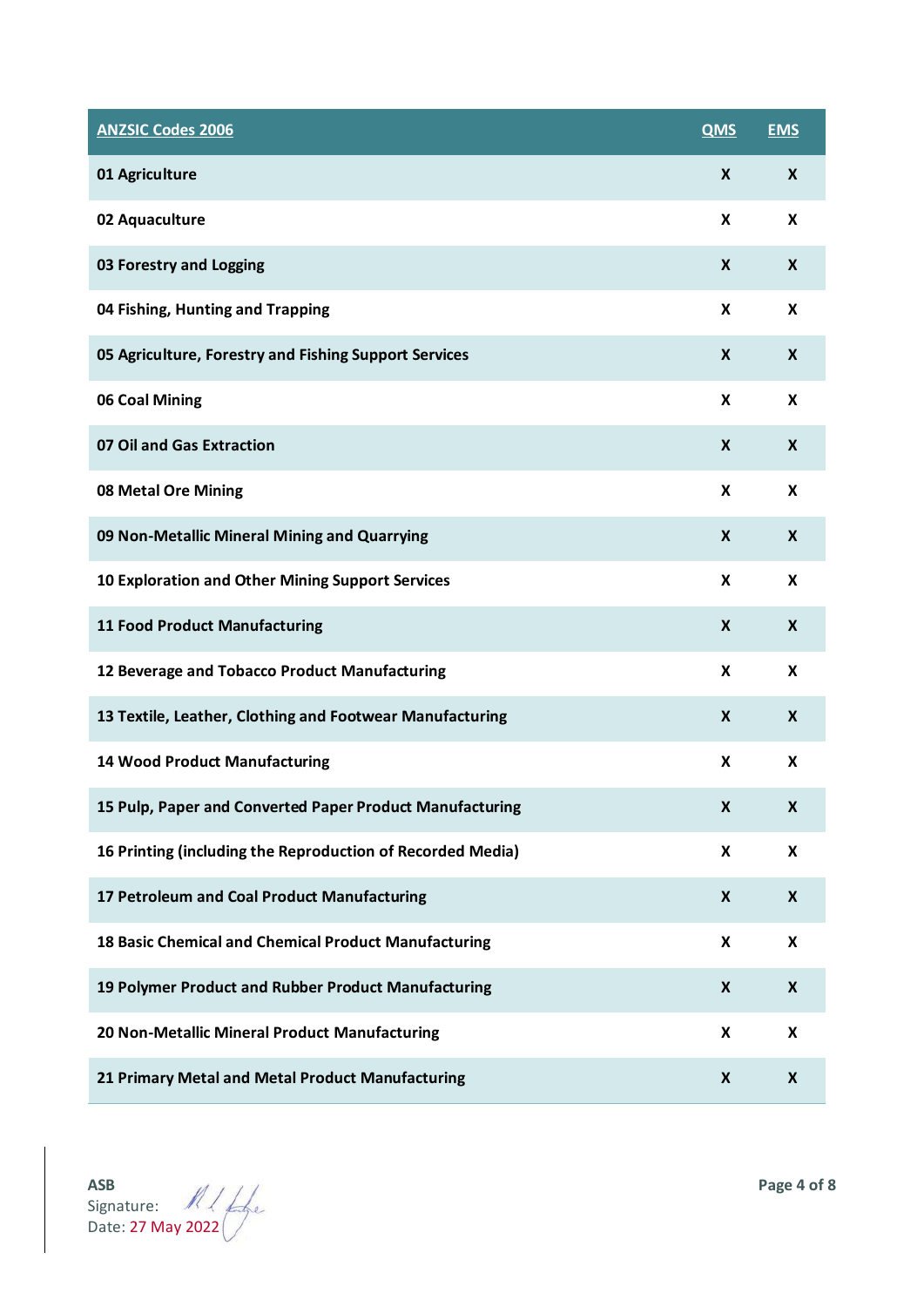| ANZSIC Codes 2006 | QMS | EMS |
|---|---|---|
| 01 Agriculture | X | X |
| 02 Aquaculture | X | X |
| 03 Forestry and Logging | X | X |
| 04 Fishing, Hunting and Trapping | X | X |
| 05 Agriculture, Forestry and Fishing Support Services | X | X |
| 06 Coal Mining | X | X |
| 07 Oil and Gas Extraction | X | X |
| 08 Metal Ore Mining | X | X |
| 09 Non-Metallic Mineral Mining and Quarrying | X | X |
| 10 Exploration and Other Mining Support Services | X | X |
| 11 Food Product Manufacturing | X | X |
| 12 Beverage and Tobacco Product Manufacturing | X | X |
| 13 Textile, Leather, Clothing and Footwear Manufacturing | X | X |
| 14 Wood Product Manufacturing | X | X |
| 15 Pulp, Paper and Converted Paper Product Manufacturing | X | X |
| 16 Printing (including the Reproduction of Recorded Media) | X | X |
| 17 Petroleum and Coal Product Manufacturing | X | X |
| 18 Basic Chemical and Chemical Product Manufacturing | X | X |
| 19 Polymer Product and Rubber Product Manufacturing | X | X |
| 20 Non-Metallic Mineral Product Manufacturing | X | X |
| 21 Primary Metal and Metal Product Manufacturing | X | X |

**ASB**
Signature:
Date: 27 May 2022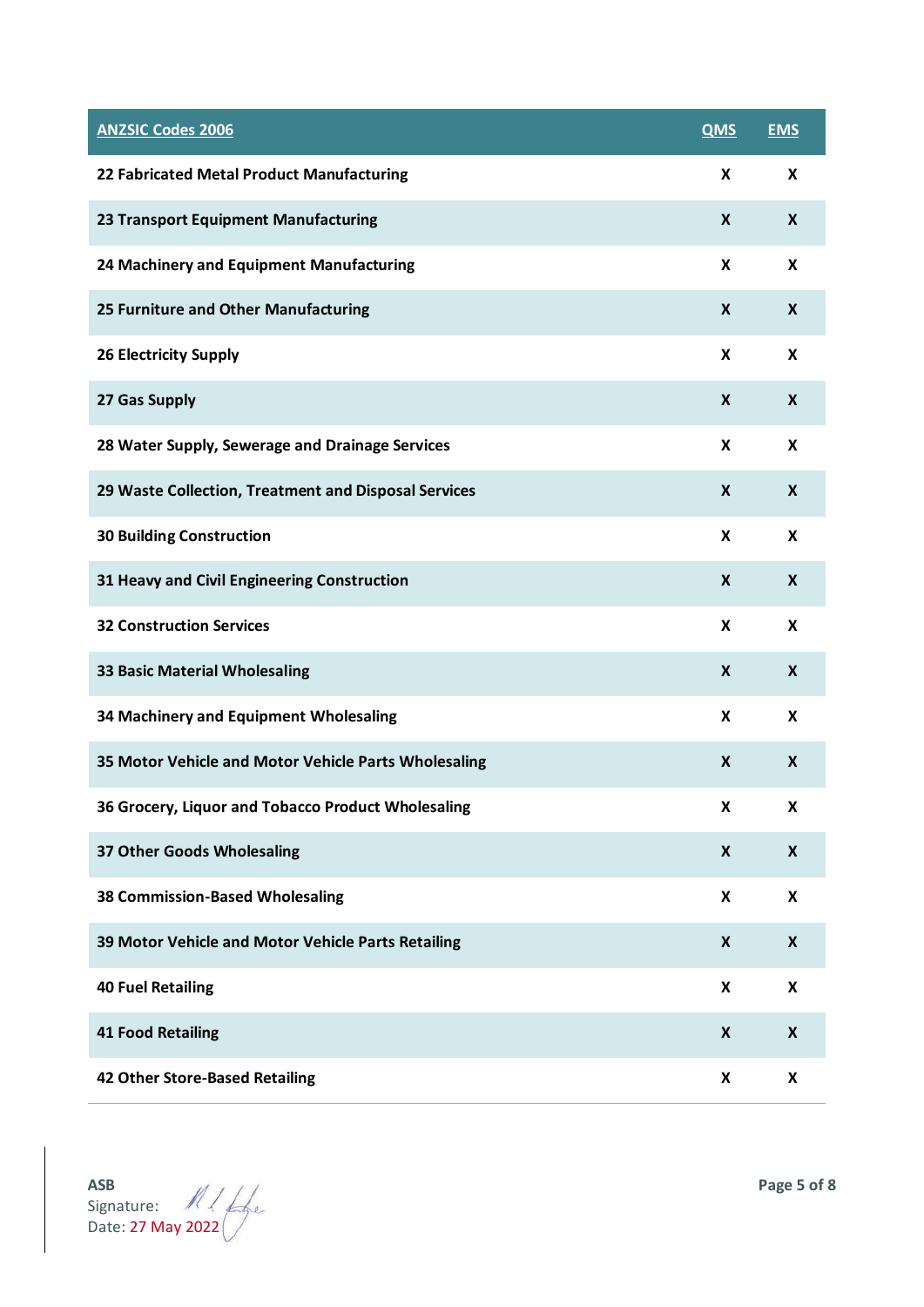| ANZSIC Codes 2006 | QMS | EMS |
|---|---|---|
| 22 Fabricated Metal Product Manufacturing | X | X |
| 23 Transport Equipment Manufacturing | X | X |
| 24 Machinery and Equipment Manufacturing | X | X |
| 25 Furniture and Other Manufacturing | X | X |
| 26 Electricity Supply | X | X |
| 27 Gas Supply | X | X |
| 28 Water Supply, Sewerage and Drainage Services | X | X |
| 29 Waste Collection, Treatment and Disposal Services | X | X |
| 30 Building Construction | X | X |
| 31 Heavy and Civil Engineering Construction | X | X |
| 32 Construction Services | X | X |
| 33 Basic Material Wholesaling | X | X |
| 34 Machinery and Equipment Wholesaling | X | X |
| 35 Motor Vehicle and Motor Vehicle Parts Wholesaling | X | X |
| 36 Grocery, Liquor and Tobacco Product Wholesaling | X | X |
| 37 Other Goods Wholesaling | X | X |
| 38 Commission-Based Wholesaling | X | X |
| 39 Motor Vehicle and Motor Vehicle Parts Retailing | X | X |
| 40 Fuel Retailing | X | X |
| 41 Food Retailing | X | X |
| 42 Other Store-Based Retailing | X | X |

**ASB**
Signature:
Date: 27 May 2022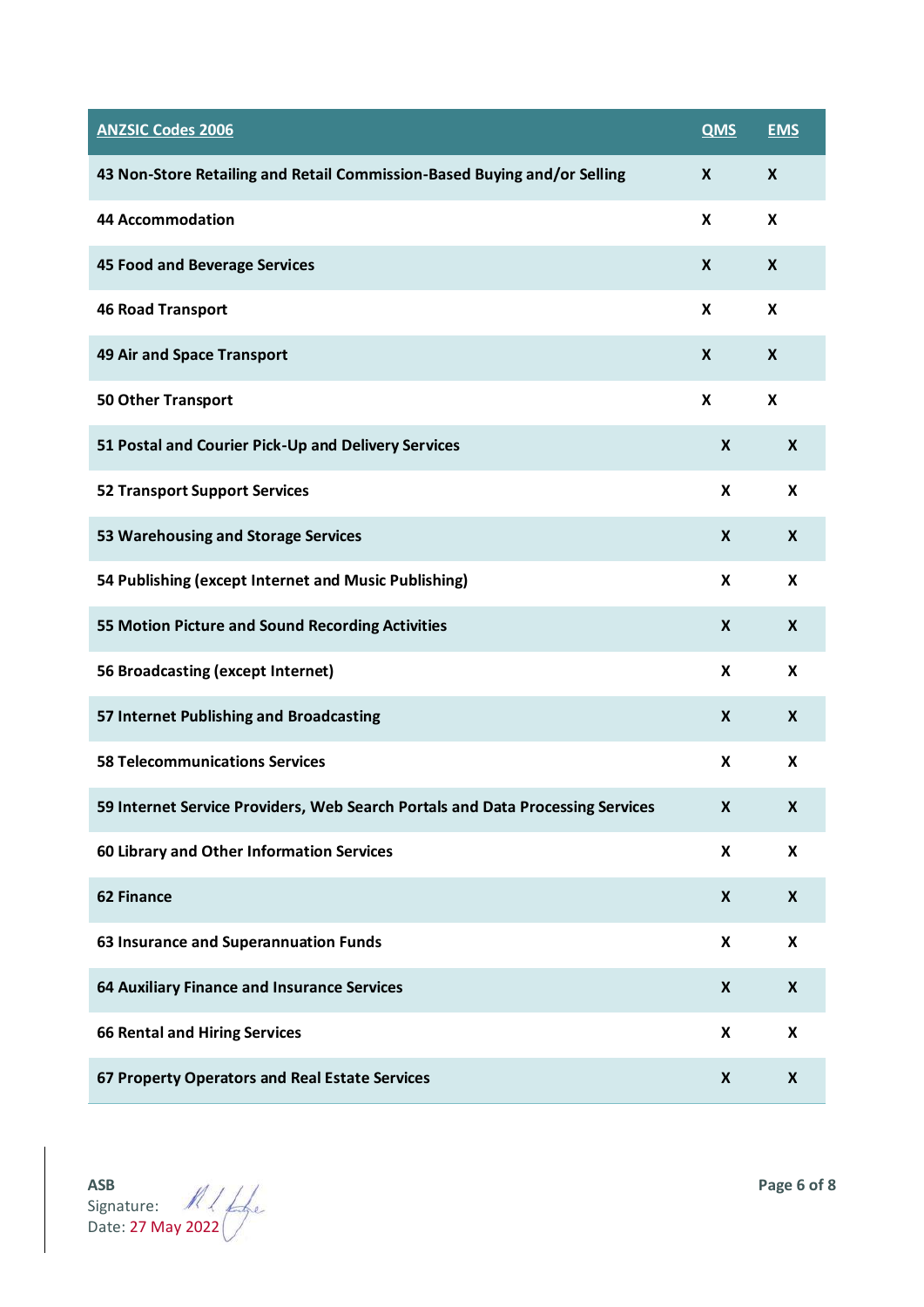| ANZSIC Codes 2006 | QMS | EMS |
|---|---|---|
| 43 Non-Store Retailing and Retail Commission-Based Buying and/or Selling | X | X |
| 44 Accommodation | X | X |
| 45 Food and Beverage Services | X | X |
| 46 Road Transport | X | X |
| 49 Air and Space Transport | X | X |
| 50 Other Transport | X | X |
| 51 Postal and Courier Pick-Up and Delivery Services | X | X |
| 52 Transport Support Services | X | X |
| 53 Warehousing and Storage Services | X | X |
| 54 Publishing (except Internet and Music Publishing) | X | X |
| 55 Motion Picture and Sound Recording Activities | X | X |
| 56 Broadcasting (except Internet) | X | X |
| 57 Internet Publishing and Broadcasting | X | X |
| 58 Telecommunications Services | X | X |
| 59 Internet Service Providers, Web Search Portals and Data Processing Services | X | X |
| 60 Library and Other Information Services | X | X |
| 62 Finance | X | X |
| 63 Insurance and Superannuation Funds | X | X |
| 64 Auxiliary Finance and Insurance Services | X | X |
| 66 Rental and Hiring Services | X | X |
| 67 Property Operators and Real Estate Services | X | X |

**ASB**
Signature:
Date: 27 May 2022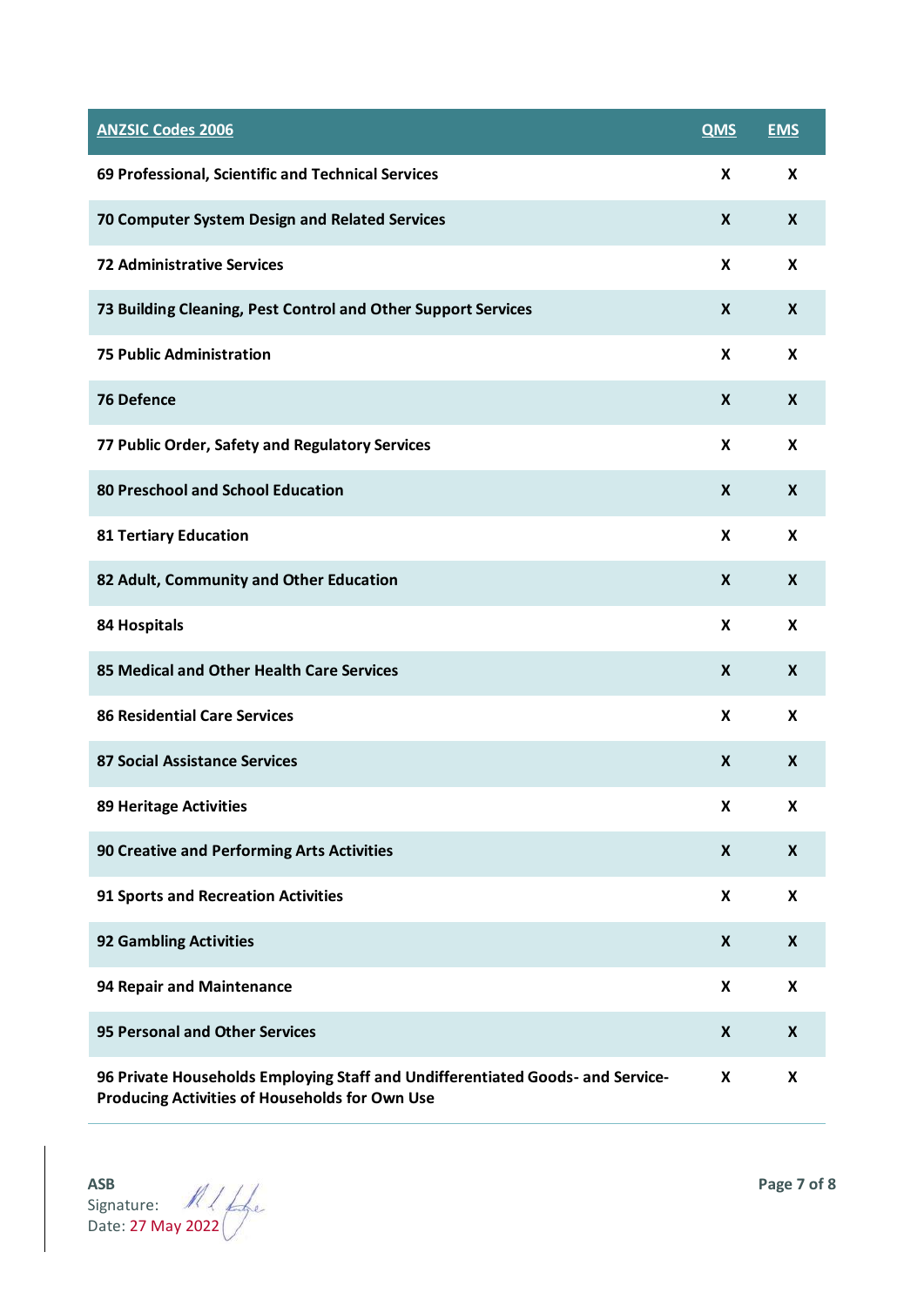| ANZSIC Codes 2006 | QMS | EMS |
|---|---|---|
| **69 Professional, Scientific and Technical Services** | **X** | **X** |
| **70 Computer System Design and Related Services** | **X** | **X** |
| **72 Administrative Services** | **X** | **X** |
| **73 Building Cleaning, Pest Control and Other Support Services** | **X** | **X** |
| **75 Public Administration** | **X** | **X** |
| **76 Defence** | **X** | **X** |
| **77 Public Order, Safety and Regulatory Services** | **X** | **X** |
| **80 Preschool and School Education** | **X** | **X** |
| **81 Tertiary Education** | **X** | **X** |
| **82 Adult, Community and Other Education** | **X** | **X** |
| **84 Hospitals** | **X** | **X** |
| **85 Medical and Other Health Care Services** | **X** | **X** |
| **86 Residential Care Services** | **X** | **X** |
| **87 Social Assistance Services** | **X** | **X** |
| **89 Heritage Activities** | **X** | **X** |
| **90 Creative and Performing Arts Activities** | **X** | **X** |
| **91 Sports and Recreation Activities** | **X** | **X** |
| **92 Gambling Activities** | **X** | **X** |
| **94 Repair and Maintenance** | **X** | **X** |
| **95 Personal and Other Services** | **X** | **X** |
| **96 Private Households Employing Staff and Undifferentiated Goods- and Service-Producing Activities of Households for Own Use** | **X** | **X** |

**ASB**
Signature:
Date: 27 May 2022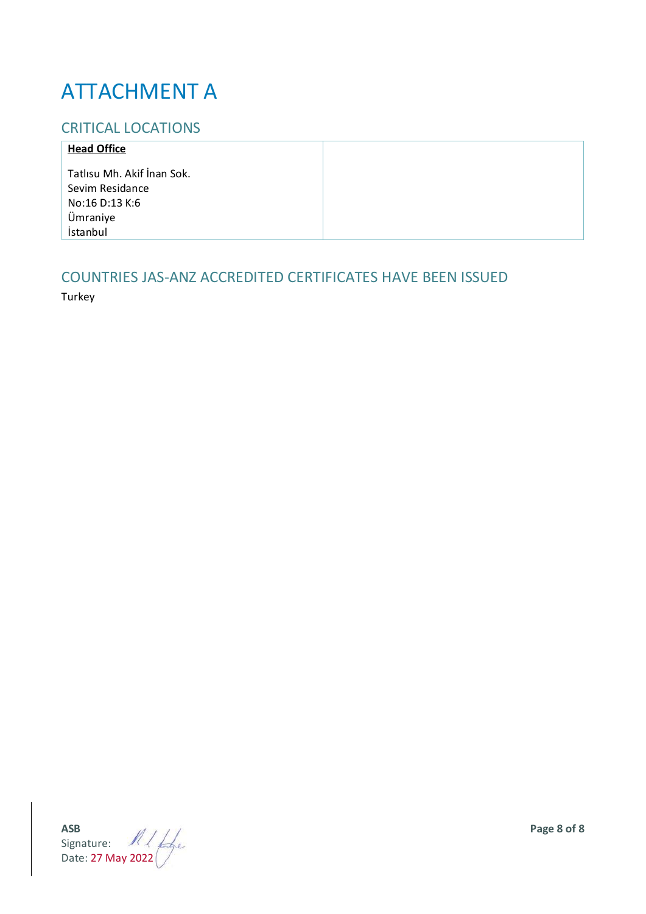# ATTACHMENT A

## CRITICAL LOCATIONS

| | |
|---|---|
| **Head Office**<br><br>Tatlısu Mh. Akif İnan Sok.<br>Sevim Residance<br>No:16 D:13 K:6<br>Ümraniye<br>İstanbul | |

## COUNTRIES JAS-ANZ ACCREDITED CERTIFICATES HAVE BEEN ISSUED

Turkey

**ASB**
Signature:
Date: 27 May 2022